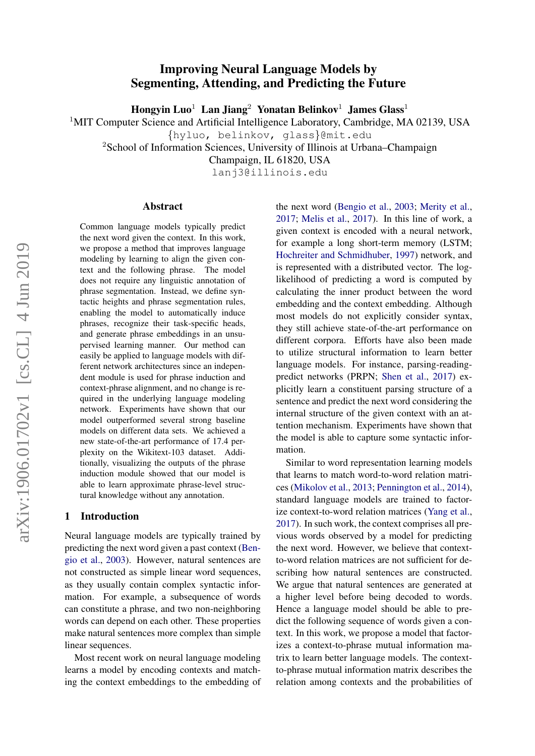# Improving Neural Language Models by Segmenting, Attending, and Predicting the Future

**Hongyin Luo**[1] **Lan Jiang**[2] **Yonatan Belinkov**[1] **James Glass**[1]

[1]MIT Computer Science and Artificial Intelligence Laboratory, Cambridge, MA 02139, USA
{hyluo, belinkov, glass}@mit.edu

[2]School of Information Sciences, University of Illinois at Urbana–Champaign
Champaign, IL 61820, USA
lanj3@illinois.edu

## Abstract

Common language models typically predict the next word given the context. In this work, we propose a method that improves language modeling by learning to align the given context and the following phrase. The model does not require any linguistic annotation of phrase segmentation. Instead, we define syntactic heights and phrase segmentation rules, enabling the model to automatically induce phrases, recognize their task-specific heads, and generate phrase embeddings in an unsupervised learning manner. Our method can easily be applied to language models with different network architectures since an independent module is used for phrase induction and context-phrase alignment, and no change is required in the underlying language modeling network. Experiments have shown that our model outperformed several strong baseline models on different data sets. We achieved a new state-of-the-art performance of 17.4 perplexity on the Wikitext-103 dataset. Additionally, visualizing the outputs of the phrase induction module showed that our model is able to learn approximate phrase-level structural knowledge without any annotation.

## 1 Introduction

Neural language models are typically trained by predicting the next word given a past context (Bengio et al., 2003). However, natural sentences are not constructed as simple linear word sequences, as they usually contain complex syntactic information. For example, a subsequence of words can constitute a phrase, and two non-neighboring words can depend on each other. These properties make natural sentences more complex than simple linear sequences.

Most recent work on neural language modeling learns a model by encoding contexts and matching the context embeddings to the embedding of the next word (Bengio et al., 2003; Merity et al., 2017; Melis et al., 2017). In this line of work, a given context is encoded with a neural network, for example a long short-term memory (LSTM; Hochreiter and Schmidhuber, 1997) network, and is represented with a distributed vector. The log-likelihood of predicting a word is computed by calculating the inner product between the word embedding and the context embedding. Although most models do not explicitly consider syntax, they still achieve state-of-the-art performance on different corpora. Efforts have also been made to utilize structural information to learn better language models. For instance, parsing-reading-predict networks (PRPN; Shen et al., 2017) explicitly learn a constituent parsing structure of a sentence and predict the next word considering the internal structure of the given context with an attention mechanism. Experiments have shown that the model is able to capture some syntactic information.

Similar to word representation learning models that learns to match word-to-word relation matrices (Mikolov et al., 2013; Pennington et al., 2014), standard language models are trained to factorize context-to-word relation matrices (Yang et al., 2017). In such work, the context comprises all previous words observed by a model for predicting the next word. However, we believe that context-to-word relation matrices are not sufficient for describing how natural sentences are constructed. We argue that natural sentences are generated at a higher level before being decoded to words. Hence a language model should be able to predict the following sequence of words given a context. In this work, we propose a model that factorizes a context-to-phrase mutual information matrix to learn better language models. The context-to-phrase mutual information matrix describes the relation among contexts and the probabilities of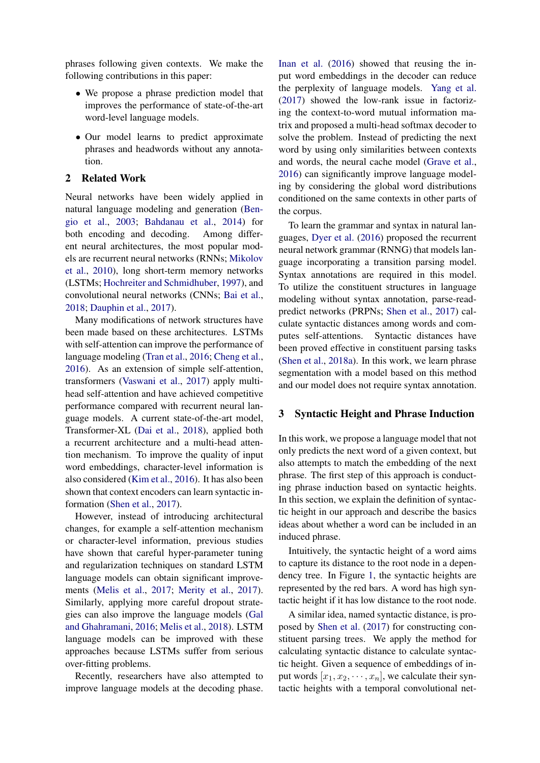phrases following given contexts. We make the following contributions in this paper:

- We propose a phrase prediction model that improves the performance of state-of-the-art word-level language models.
- Our model learns to predict approximate phrases and headwords without any annotation.

## 2 Related Work

Neural networks have been widely applied in natural language modeling and generation (Bengio et al., 2003; Bahdanau et al., 2014) for both encoding and decoding. Among different neural architectures, the most popular models are recurrent neural networks (RNNs; Mikolov et al., 2010), long short-term memory networks (LSTMs; Hochreiter and Schmidhuber, 1997), and convolutional neural networks (CNNs; Bai et al., 2018; Dauphin et al., 2017).

Many modifications of network structures have been made based on these architectures. LSTMs with self-attention can improve the performance of language modeling (Tran et al., 2016; Cheng et al., 2016). As an extension of simple self-attention, transformers (Vaswani et al., 2017) apply multi-head self-attention and have achieved competitive performance compared with recurrent neural language models. A current state-of-the-art model, Transformer-XL (Dai et al., 2018), applied both a recurrent architecture and a multi-head attention mechanism. To improve the quality of input word embeddings, character-level information is also considered (Kim et al., 2016). It has also been shown that context encoders can learn syntactic information (Shen et al., 2017).

However, instead of introducing architectural changes, for example a self-attention mechanism or character-level information, previous studies have shown that careful hyper-parameter tuning and regularization techniques on standard LSTM language models can obtain significant improvements (Melis et al., 2017; Merity et al., 2017). Similarly, applying more careful dropout strategies can also improve the language models (Gal and Ghahramani, 2016; Melis et al., 2018). LSTM language models can be improved with these approaches because LSTMs suffer from serious over-fitting problems.

Recently, researchers have also attempted to improve language models at the decoding phase. Inan et al. (2016) showed that reusing the input word embeddings in the decoder can reduce the perplexity of language models. Yang et al. (2017) showed the low-rank issue in factorizing the context-to-word mutual information matrix and proposed a multi-head softmax decoder to solve the problem. Instead of predicting the next word by using only similarities between contexts and words, the neural cache model (Grave et al., 2016) can significantly improve language modeling by considering the global word distributions conditioned on the same contexts in other parts of the corpus.

To learn the grammar and syntax in natural languages, Dyer et al. (2016) proposed the recurrent neural network grammar (RNNG) that models language incorporating a transition parsing model. Syntax annotations are required in this model. To utilize the constituent structures in language modeling without syntax annotation, parse-read-predict networks (PRPNs; Shen et al., 2017) calculate syntactic distances among words and computes self-attentions. Syntactic distances have been proved effective in constituent parsing tasks (Shen et al., 2018a). In this work, we learn phrase segmentation with a model based on this method and our model does not require syntax annotation.

## 3 Syntactic Height and Phrase Induction

In this work, we propose a language model that not only predicts the next word of a given context, but also attempts to match the embedding of the next phrase. The first step of this approach is conducting phrase induction based on syntactic heights. In this section, we explain the definition of syntactic height in our approach and describe the basics ideas about whether a word can be included in an induced phrase.

Intuitively, the syntactic height of a word aims to capture its distance to the root node in a dependency tree. In Figure 1, the syntactic heights are represented by the red bars. A word has high syntactic height if it has low distance to the root node.

A similar idea, named syntactic distance, is proposed by Shen et al. (2017) for constructing constituent parsing trees. We apply the method for calculating syntactic distance to calculate syntactic height. Given a sequence of embeddings of input words $[x_1, x_2, \cdots, x_n]$, we calculate their syntactic heights with a temporal convolutional net-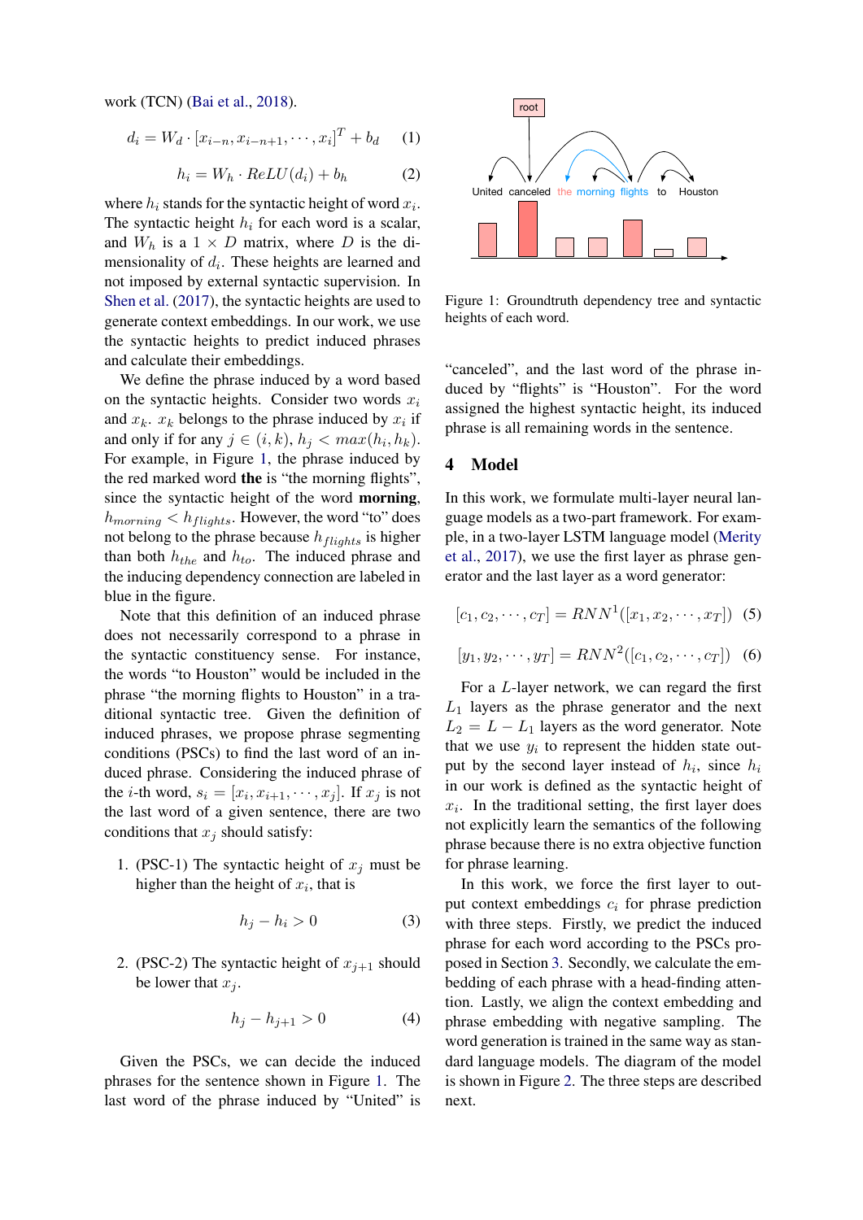work (TCN) (Bai et al., 2018).

$$d_i = W_d \cdot [x_{i-n}, x_{i-n+1}, \cdots, x_i]^T + b_d \quad (1)$$

$$h_i = W_h \cdot ReLU(d_i) + b_h \quad (2)$$

where $h_i$ stands for the syntactic height of word $x_i$. The syntactic height $h_i$ for each word is a scalar, and $W_h$ is a $1 \times D$ matrix, where $D$ is the dimensionality of $d_i$. These heights are learned and not imposed by external syntactic supervision. In Shen et al. (2017), the syntactic heights are used to generate context embeddings. In our work, we use the syntactic heights to predict induced phrases and calculate their embeddings.

We define the phrase induced by a word based on the syntactic heights. Consider two words $x_i$ and $x_k$. $x_k$ belongs to the phrase induced by $x_i$ if and only if for any $j \in (i, k)$, $h_j < max(h_i, h_k)$. For example, in Figure 1, the phrase induced by the red marked word **the** is "the morning flights", since the syntactic height of the word **morning**, $h_{morning} < h_{flights}$. However, the word "to" does not belong to the phrase because $h_{flights}$ is higher than both $h_{the}$ and $h_{to}$. The induced phrase and the inducing dependency connection are labeled in blue in the figure.

Note that this definition of an induced phrase does not necessarily correspond to a phrase in the syntactic constituency sense. For instance, the words "to Houston" would be included in the phrase "the morning flights to Houston" in a traditional syntactic tree. Given the definition of induced phrases, we propose phrase segmenting conditions (PSCs) to find the last word of an induced phrase. Considering the induced phrase of the $i$-th word, $s_i = [x_i, x_{i+1}, \cdots, x_j]$. If $x_j$ is not the last word of a given sentence, there are two conditions that $x_j$ should satisfy:

1. (PSC-1) The syntactic height of $x_j$ must be higher than the height of $x_i$, that is

$$h_j - h_i > 0 \quad (3)$$

2. (PSC-2) The syntactic height of $x_{j+1}$ should be lower that $x_j$.

$$h_j - h_{j+1} > 0 \quad (4)$$

Given the PSCs, we can decide the induced phrases for the sentence shown in Figure 1. The last word of the phrase induced by "United" is "canceled", and the last word of the phrase induced by "flights" is "Houston". For the word assigned the highest syntactic height, its induced phrase is all remaining words in the sentence.

Figure 1: Groundtruth dependency tree and syntactic heights of each word.

## 4 Model

In this work, we formulate multi-layer neural language models as a two-part framework. For example, in a two-layer LSTM language model (Merity et al., 2017), we use the first layer as phrase generator and the last layer as a word generator:

$$[c_1, c_2, \cdots, c_T] = RNN^1([x_1, x_2, \cdots, x_T]) \quad (5)$$

$$[y_1, y_2, \cdots, y_T] = RNN^2([c_1, c_2, \cdots, c_T]) \quad (6)$$

For a $L$-layer network, we can regard the first $L_1$ layers as the phrase generator and the next $L_2 = L - L_1$ layers as the word generator. Note that we use $y_i$ to represent the hidden state output by the second layer instead of $h_i$, since $h_i$ in our work is defined as the syntactic height of $x_i$. In the traditional setting, the first layer does not explicitly learn the semantics of the following phrase because there is no extra objective function for phrase learning.

In this work, we force the first layer to output context embeddings $c_i$ for phrase prediction with three steps. Firstly, we predict the induced phrase for each word according to the PSCs proposed in Section 3. Secondly, we calculate the embedding of each phrase with a head-finding attention. Lastly, we align the context embedding and phrase embedding with negative sampling. The word generation is trained in the same way as standard language models. The diagram of the model is shown in Figure 2. The three steps are described next.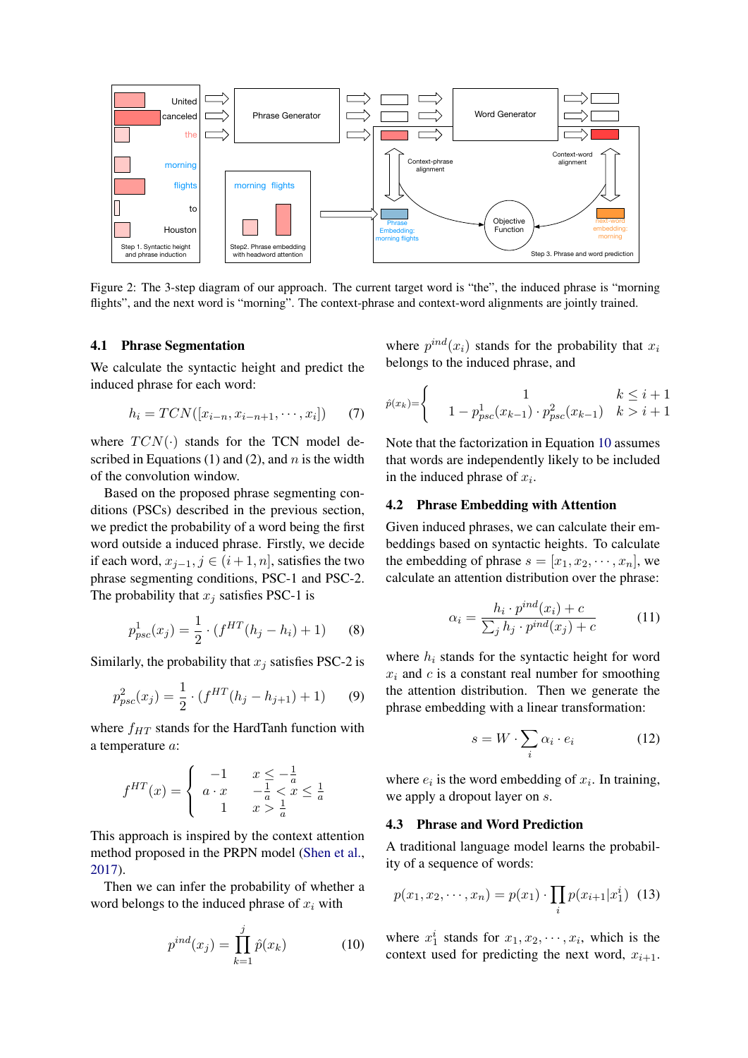Figure 2: The 3-step diagram of our approach. The current target word is "the", the induced phrase is "morning flights", and the next word is "morning". The context-phrase and context-word alignments are jointly trained.

### 4.1 Phrase Segmentation

We calculate the syntactic height and predict the induced phrase for each word:

$$h_i = TCN([x_{i-n}, x_{i-n+1}, \cdots, x_i]) \quad (7)$$

where $TCN(\cdot)$ stands for the TCN model described in Equations (1) and (2), and $n$ is the width of the convolution window.

Based on the proposed phrase segmenting conditions (PSCs) described in the previous section, we predict the probability of a word being the first word outside a induced phrase. Firstly, we decide if each word, $x_{j-1}, j \in (i+1, n]$, satisfies the two phrase segmenting conditions, PSC-1 and PSC-2. The probability that $x_j$ satisfies PSC-1 is

$$p^1_{psc}(x_j) = \frac{1}{2} \cdot (f^{HT}(h_j - h_i) + 1) \quad (8)$$

Similarly, the probability that $x_j$ satisfies PSC-2 is

$$p^2_{psc}(x_j) = \frac{1}{2} \cdot (f^{HT}(h_j - h_{j+1}) + 1) \quad (9)$$

where $f_{HT}$ stands for the HardTanh function with a temperature $a$:

$$f^{HT}(x) = \begin{cases} -1 & x \leq -\frac{1}{a} \\ a \cdot x & -\frac{1}{a} < x \leq \frac{1}{a} \\ 1 & x > \frac{1}{a} \end{cases}$$

This approach is inspired by the context attention method proposed in the PRPN model (Shen et al., 2017).

Then we can infer the probability of whether a word belongs to the induced phrase of $x_i$ with

$$p^{ind}(x_j) = \prod_{k=1}^{j} \hat{p}(x_k) \quad (10)$$

where $p^{ind}(x_i)$ stands for the probability that $x_i$ belongs to the induced phrase, and

$$\hat{p}(x_k) = \begin{cases} 1 & k \leq i+1 \\ 1 - p^1_{psc}(x_{k-1}) \cdot p^2_{psc}(x_{k-1}) & k > i+1 \end{cases}$$

Note that the factorization in Equation 10 assumes that words are independently likely to be included in the induced phrase of $x_i$.

### 4.2 Phrase Embedding with Attention

Given induced phrases, we can calculate their embeddings based on syntactic heights. To calculate the embedding of phrase $s = [x_1, x_2, \cdots, x_n]$, we calculate an attention distribution over the phrase:

$$\alpha_i = \frac{h_i \cdot p^{ind}(x_i) + c}{\sum_j h_j \cdot p^{ind}(x_j) + c} \quad (11)$$

where $h_i$ stands for the syntactic height for word $x_i$ and $c$ is a constant real number for smoothing the attention distribution. Then we generate the phrase embedding with a linear transformation:

$$s = W \cdot \sum_i \alpha_i \cdot e_i \quad (12)$$

where $e_i$ is the word embedding of $x_i$. In training, we apply a dropout layer on $s$.

### 4.3 Phrase and Word Prediction

A traditional language model learns the probability of a sequence of words:

$$p(x_1, x_2, \cdots, x_n) = p(x_1) \cdot \prod_i p(x_{i+1}|x_1^i) \quad (13)$$

where $x_1^i$ stands for $x_1, x_2, \cdots, x_i$, which is the context used for predicting the next word, $x_{i+1}$.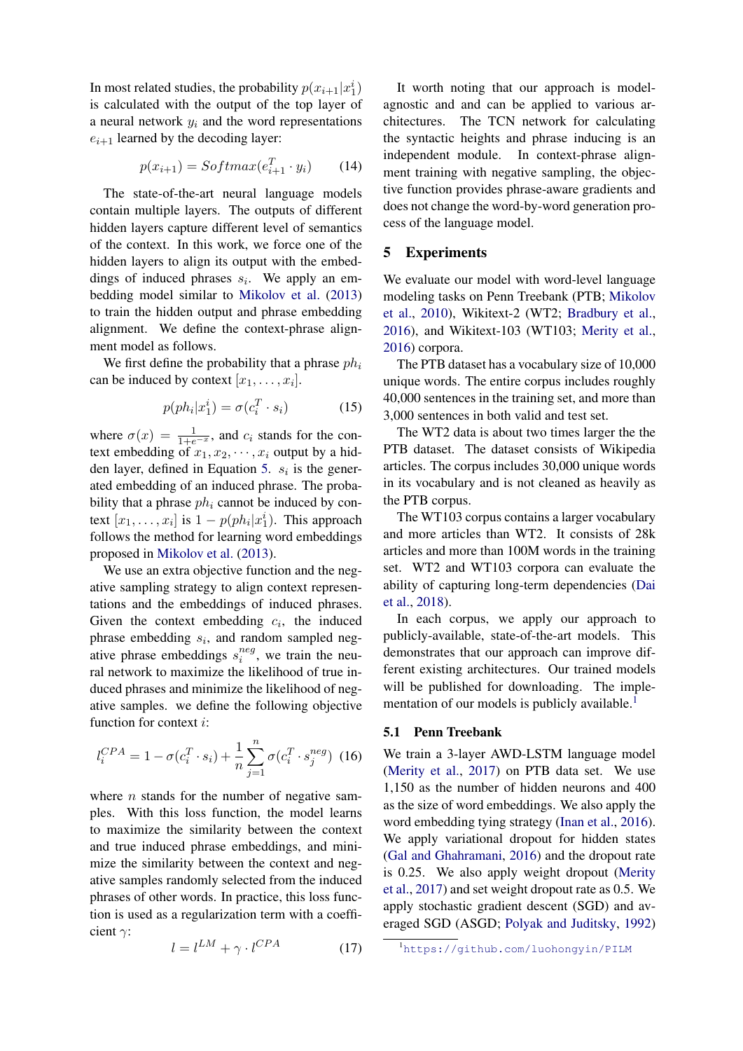In most related studies, the probability $p(x_{i+1}|x_1^i)$ is calculated with the output of the top layer of a neural network $y_i$ and the word representations $e_{i+1}$ learned by the decoding layer:

$$p(x_{i+1}) = Softmax(e_{i+1}^T \cdot y_i) \tag{14}$$

The state-of-the-art neural language models contain multiple layers. The outputs of different hidden layers capture different level of semantics of the context. In this work, we force one of the hidden layers to align its output with the embeddings of induced phrases $s_i$. We apply an embedding model similar to Mikolov et al. (2013) to train the hidden output and phrase embedding alignment. We define the context-phrase alignment model as follows.

We first define the probability that a phrase $ph_i$ can be induced by context $[x_1, \dots, x_i]$.

$$p(ph_i|x_1^i) = \sigma(c_i^T \cdot s_i) \tag{15}$$

where $\sigma(x) = \frac{1}{1+e^{-x}}$, and $c_i$ stands for the context embedding of $x_1, x_2, \cdots, x_i$ output by a hidden layer, defined in Equation 5. $s_i$ is the generated embedding of an induced phrase. The probability that a phrase $ph_i$ cannot be induced by context $[x_1, \dots, x_i]$ is $1 - p(ph_i|x_1^i)$. This approach follows the method for learning word embeddings proposed in Mikolov et al. (2013).

We use an extra objective function and the negative sampling strategy to align context representations and the embeddings of induced phrases. Given the context embedding $c_i$, the induced phrase embedding $s_i$, and random sampled negative phrase embeddings $s_i^{neg}$, we train the neural network to maximize the likelihood of true induced phrases and minimize the likelihood of negative samples. we define the following objective function for context $i$:

$$l_i^{CPA} = 1 - \sigma(c_i^T \cdot s_i) + \frac{1}{n}\sum_{j=1}^{n} \sigma(c_i^T \cdot s_j^{neg}) \tag{16}$$

where $n$ stands for the number of negative samples. With this loss function, the model learns to maximize the similarity between the context and true induced phrase embeddings, and minimize the similarity between the context and negative samples randomly selected from the induced phrases of other words. In practice, this loss function is used as a regularization term with a coefficient $\gamma$:

$$l = l^{LM} + \gamma \cdot l^{CPA} \tag{17}$$

It worth noting that our approach is model-agnostic and and can be applied to various architectures. The TCN network for calculating the syntactic heights and phrase inducing is an independent module. In context-phrase alignment training with negative sampling, the objective function provides phrase-aware gradients and does not change the word-by-word generation process of the language model.

## 5 Experiments

We evaluate our model with word-level language modeling tasks on Penn Treebank (PTB; Mikolov et al., 2010), Wikitext-2 (WT2; Bradbury et al., 2016), and Wikitext-103 (WT103; Merity et al., 2016) corpora.

The PTB dataset has a vocabulary size of 10,000 unique words. The entire corpus includes roughly 40,000 sentences in the training set, and more than 3,000 sentences in both valid and test set.

The WT2 data is about two times larger the the PTB dataset. The dataset consists of Wikipedia articles. The corpus includes 30,000 unique words in its vocabulary and is not cleaned as heavily as the PTB corpus.

The WT103 corpus contains a larger vocabulary and more articles than WT2. It consists of 28k articles and more than 100M words in the training set. WT2 and WT103 corpora can evaluate the ability of capturing long-term dependencies (Dai et al., 2018).

In each corpus, we apply our approach to publicly-available, state-of-the-art models. This demonstrates that our approach can improve different existing architectures. Our trained models will be published for downloading. The implementation of our models is publicly available.[1]

### 5.1 Penn Treebank

We train a 3-layer AWD-LSTM language model (Merity et al., 2017) on PTB data set. We use 1,150 as the number of hidden neurons and 400 as the size of word embeddings. We also apply the word embedding tying strategy (Inan et al., 2016). We apply variational dropout for hidden states (Gal and Ghahramani, 2016) and the dropout rate is 0.25. We also apply weight dropout (Merity et al., 2017) and set weight dropout rate as 0.5. We apply stochastic gradient descent (SGD) and averaged SGD (ASGD; Polyak and Juditsky, 1992)

[1] https://github.com/luohongyin/PILM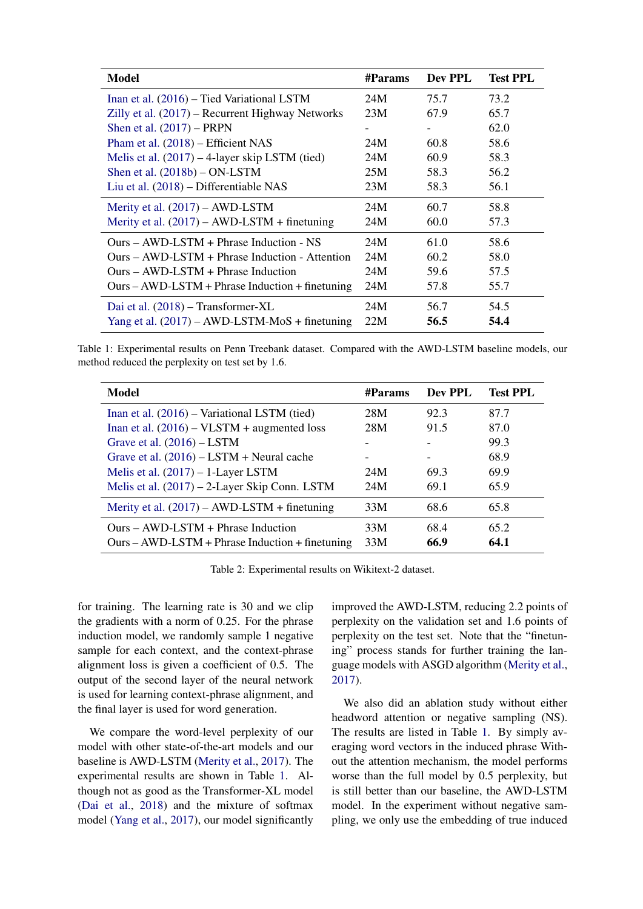| Model | #Params | Dev PPL | Test PPL |
|---|---|---|---|
| Inan et al. (2016) – Tied Variational LSTM | 24M | 75.7 | 73.2 |
| Zilly et al. (2017) – Recurrent Highway Networks | 23M | 67.9 | 65.7 |
| Shen et al. (2017) – PRPN | - | - | 62.0 |
| Pham et al. (2018) – Efficient NAS | 24M | 60.8 | 58.6 |
| Melis et al. (2017) – 4-layer skip LSTM (tied) | 24M | 60.9 | 58.3 |
| Shen et al. (2018b) – ON-LSTM | 25M | 58.3 | 56.2 |
| Liu et al. (2018) – Differentiable NAS | 23M | 58.3 | 56.1 |
| Merity et al. (2017) – AWD-LSTM | 24M | 60.7 | 58.8 |
| Merity et al. (2017) – AWD-LSTM + finetuning | 24M | 60.0 | 57.3 |
| Ours – AWD-LSTM + Phrase Induction - NS | 24M | 61.0 | 58.6 |
| Ours – AWD-LSTM + Phrase Induction - Attention | 24M | 60.2 | 58.0 |
| Ours – AWD-LSTM + Phrase Induction | 24M | 59.6 | 57.5 |
| Ours – AWD-LSTM + Phrase Induction + finetuning | 24M | 57.8 | 55.7 |
| Dai et al. (2018) – Transformer-XL | 24M | 56.7 | 54.5 |
| Yang et al. (2017) – AWD-LSTM-MoS + finetuning | 22M | **56.5** | **54.4** |

Table 1: Experimental results on Penn Treebank dataset. Compared with the AWD-LSTM baseline models, our method reduced the perplexity on test set by 1.6.

| Model | #Params | Dev PPL | Test PPL |
|---|---|---|---|
| Inan et al. (2016) – Variational LSTM (tied) | 28M | 92.3 | 87.7 |
| Inan et al. (2016) – VLSTM + augmented loss | 28M | 91.5 | 87.0 |
| Grave et al. (2016) – LSTM | - | - | 99.3 |
| Grave et al. (2016) – LSTM + Neural cache | - | - | 68.9 |
| Melis et al. (2017) – 1-Layer LSTM | 24M | 69.3 | 69.9 |
| Melis et al. (2017) – 2-Layer Skip Conn. LSTM | 24M | 69.1 | 65.9 |
| Merity et al. (2017) – AWD-LSTM + finetuning | 33M | 68.6 | 65.8 |
| Ours – AWD-LSTM + Phrase Induction | 33M | 68.4 | 65.2 |
| Ours – AWD-LSTM + Phrase Induction + finetuning | 33M | **66.9** | **64.1** |

Table 2: Experimental results on Wikitext-2 dataset.

for training. The learning rate is 30 and we clip the gradients with a norm of 0.25. For the phrase induction model, we randomly sample 1 negative sample for each context, and the context-phrase alignment loss is given a coefficient of 0.5. The output of the second layer of the neural network is used for learning context-phrase alignment, and the final layer is used for word generation.

We compare the word-level perplexity of our model with other state-of-the-art models and our baseline is AWD-LSTM (Merity et al., 2017). The experimental results are shown in Table 1. Although not as good as the Transformer-XL model (Dai et al., 2018) and the mixture of softmax model (Yang et al., 2017), our model significantly improved the AWD-LSTM, reducing 2.2 points of perplexity on the validation set and 1.6 points of perplexity on the test set. Note that the "finetuning" process stands for further training the language models with ASGD algorithm (Merity et al., 2017).

We also did an ablation study without either headword attention or negative sampling (NS). The results are listed in Table 1. By simply averaging word vectors in the induced phrase Without the attention mechanism, the model performs worse than the full model by 0.5 perplexity, but is still better than our baseline, the AWD-LSTM model. In the experiment without negative sampling, we only use the embedding of true induced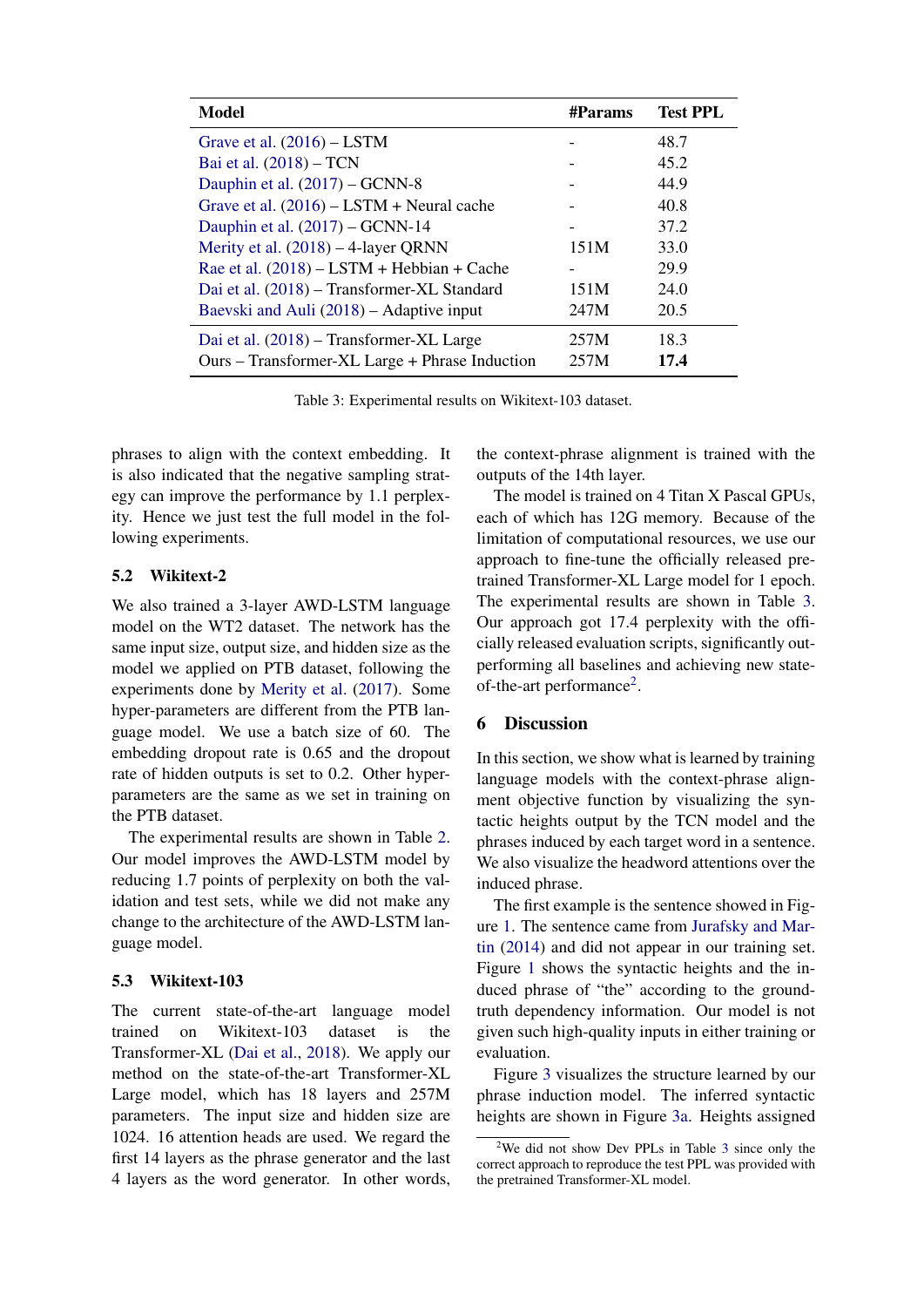| Model | #Params | Test PPL |
|---|---|---|
| Grave et al. (2016) – LSTM | - | 48.7 |
| Bai et al. (2018) – TCN | - | 45.2 |
| Dauphin et al. (2017) – GCNN-8 | - | 44.9 |
| Grave et al. (2016) – LSTM + Neural cache | - | 40.8 |
| Dauphin et al. (2017) – GCNN-14 | - | 37.2 |
| Merity et al. (2018) – 4-layer QRNN | 151M | 33.0 |
| Rae et al. (2018) – LSTM + Hebbian + Cache | - | 29.9 |
| Dai et al. (2018) – Transformer-XL Standard | 151M | 24.0 |
| Baevski and Auli (2018) – Adaptive input | 247M | 20.5 |
| Dai et al. (2018) – Transformer-XL Large | 257M | 18.3 |
| Ours – Transformer-XL Large + Phrase Induction | 257M | **17.4** |

Table 3: Experimental results on Wikitext-103 dataset.

phrases to align with the context embedding. It is also indicated that the negative sampling strategy can improve the performance by 1.1 perplexity. Hence we just test the full model in the following experiments.

## 5.2 Wikitext-2

We also trained a 3-layer AWD-LSTM language model on the WT2 dataset. The network has the same input size, output size, and hidden size as the model we applied on PTB dataset, following the experiments done by Merity et al. (2017). Some hyper-parameters are different from the PTB language model. We use a batch size of 60. The embedding dropout rate is 0.65 and the dropout rate of hidden outputs is set to 0.2. Other hyper-parameters are the same as we set in training on the PTB dataset.

The experimental results are shown in Table 2. Our model improves the AWD-LSTM model by reducing 1.7 points of perplexity on both the validation and test sets, while we did not make any change to the architecture of the AWD-LSTM language model.

## 5.3 Wikitext-103

The current state-of-the-art language model trained on Wikitext-103 dataset is the Transformer-XL (Dai et al., 2018). We apply our method on the state-of-the-art Transformer-XL Large model, which has 18 layers and 257M parameters. The input size and hidden size are 1024. 16 attention heads are used. We regard the first 14 layers as the phrase generator and the last 4 layers as the word generator. In other words, the context-phrase alignment is trained with the outputs of the 14th layer.

The model is trained on 4 Titan X Pascal GPUs, each of which has 12G memory. Because of the limitation of computational resources, we use our approach to fine-tune the officially released pretrained Transformer-XL Large model for 1 epoch. The experimental results are shown in Table 3. Our approach got 17.4 perplexity with the officially released evaluation scripts, significantly outperforming all baselines and achieving new state-of-the-art performance[2].

# 6 Discussion

In this section, we show what is learned by training language models with the context-phrase alignment objective function by visualizing the syntactic heights output by the TCN model and the phrases induced by each target word in a sentence. We also visualize the headword attentions over the induced phrase.

The first example is the sentence showed in Figure 1. The sentence came from Jurafsky and Martin (2014) and did not appear in our training set. Figure 1 shows the syntactic heights and the induced phrase of "the" according to the ground-truth dependency information. Our model is not given such high-quality inputs in either training or evaluation.

Figure 3 visualizes the structure learned by our phrase induction model. The inferred syntactic heights are shown in Figure 3a. Heights assigned

[2]We did not show Dev PPLs in Table 3 since only the correct approach to reproduce the test PPL was provided with the pretrained Transformer-XL model.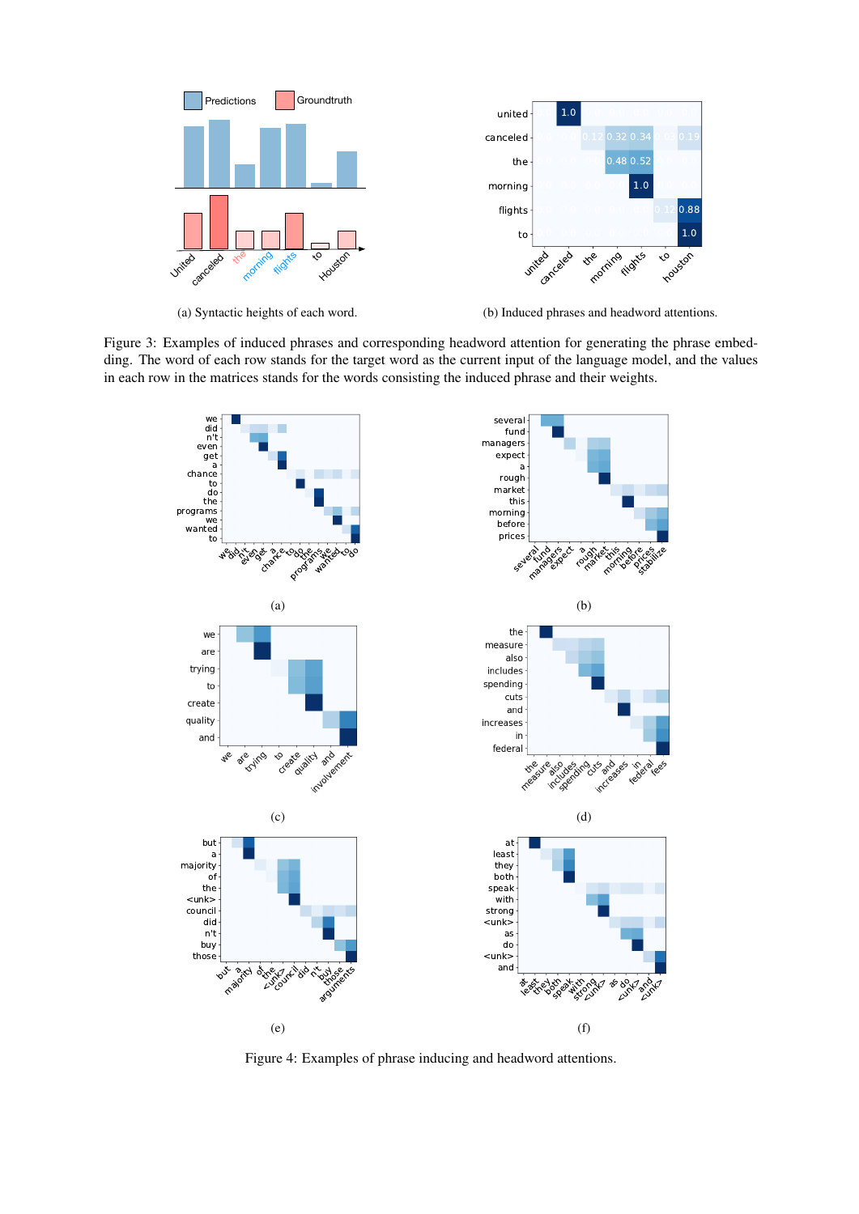(a) Syntactic heights of each word.

(b) Induced phrases and headword attentions.

Figure 3: Examples of induced phrases and corresponding headword attention for generating the phrase embedding. The word of each row stands for the target word as the current input of the language model, and the values in each row in the matrices stands for the words consisting the induced phrase and their weights.

(a)

(b)

(c)

(d)

(e)

(f)

Figure 4: Examples of phrase inducing and headword attentions.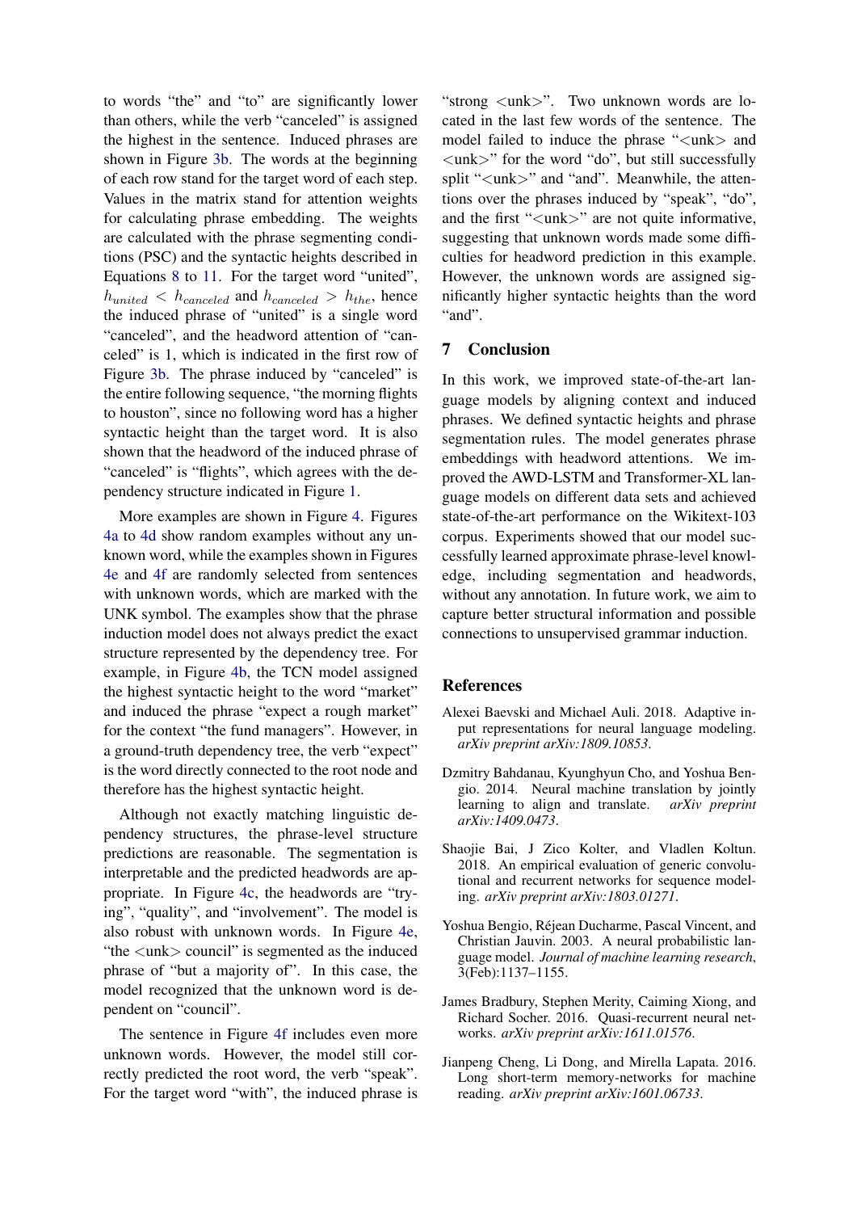to words "the" and "to" are significantly lower than others, while the verb "canceled" is assigned the highest in the sentence. Induced phrases are shown in Figure 3b. The words at the beginning of each row stand for the target word of each step. Values in the matrix stand for attention weights for calculating phrase embedding. The weights are calculated with the phrase segmenting conditions (PSC) and the syntactic heights described in Equations 8 to 11. For the target word "united", $h_{united} < h_{canceled}$ and $h_{canceled} > h_{the}$, hence the induced phrase of "united" is a single word "canceled", and the headword attention of "canceled" is 1, which is indicated in the first row of Figure 3b. The phrase induced by "canceled" is the entire following sequence, "the morning flights to houston", since no following word has a higher syntactic height than the target word. It is also shown that the headword of the induced phrase of "canceled" is "flights", which agrees with the dependency structure indicated in Figure 1.

More examples are shown in Figure 4. Figures 4a to 4d show random examples without any unknown word, while the examples shown in Figures 4e and 4f are randomly selected from sentences with unknown words, which are marked with the UNK symbol. The examples show that the phrase induction model does not always predict the exact structure represented by the dependency tree. For example, in Figure 4b, the TCN model assigned the highest syntactic height to the word "market" and induced the phrase "expect a rough market" for the context "the fund managers". However, in a ground-truth dependency tree, the verb "expect" is the word directly connected to the root node and therefore has the highest syntactic height.

Although not exactly matching linguistic dependency structures, the phrase-level structure predictions are reasonable. The segmentation is interpretable and the predicted headwords are appropriate. In Figure 4c, the headwords are "trying", "quality", and "involvement". The model is also robust with unknown words. In Figure 4e, "the <unk> council" is segmented as the induced phrase of "but a majority of". In this case, the model recognized that the unknown word is dependent on "council".

The sentence in Figure 4f includes even more unknown words. However, the model still correctly predicted the root word, the verb "speak". For the target word "with", the induced phrase is "strong <unk>". Two unknown words are located in the last few words of the sentence. The model failed to induce the phrase "<unk> and <unk>" for the word "do", but still successfully split "<unk>" and "and". Meanwhile, the attentions over the phrases induced by "speak", "do", and the first "<unk>" are not quite informative, suggesting that unknown words made some difficulties for headword prediction in this example. However, the unknown words are assigned significantly higher syntactic heights than the word "and".

## 7 Conclusion

In this work, we improved state-of-the-art language models by aligning context and induced phrases. We defined syntactic heights and phrase segmentation rules. The model generates phrase embeddings with headword attentions. We improved the AWD-LSTM and Transformer-XL language models on different data sets and achieved state-of-the-art performance on the Wikitext-103 corpus. Experiments showed that our model successfully learned approximate phrase-level knowledge, including segmentation and headwords, without any annotation. In future work, we aim to capture better structural information and possible connections to unsupervised grammar induction.

## References

Alexei Baevski and Michael Auli. 2018. Adaptive input representations for neural language modeling. *arXiv preprint arXiv:1809.10853*.

Dzmitry Bahdanau, Kyunghyun Cho, and Yoshua Bengio. 2014. Neural machine translation by jointly learning to align and translate. *arXiv preprint arXiv:1409.0473*.

Shaojie Bai, J Zico Kolter, and Vladlen Koltun. 2018. An empirical evaluation of generic convolutional and recurrent networks for sequence modeling. *arXiv preprint arXiv:1803.01271*.

Yoshua Bengio, Réjean Ducharme, Pascal Vincent, and Christian Jauvin. 2003. A neural probabilistic language model. *Journal of machine learning research*, 3(Feb):1137–1155.

James Bradbury, Stephen Merity, Caiming Xiong, and Richard Socher. 2016. Quasi-recurrent neural networks. *arXiv preprint arXiv:1611.01576*.

Jianpeng Cheng, Li Dong, and Mirella Lapata. 2016. Long short-term memory-networks for machine reading. *arXiv preprint arXiv:1601.06733*.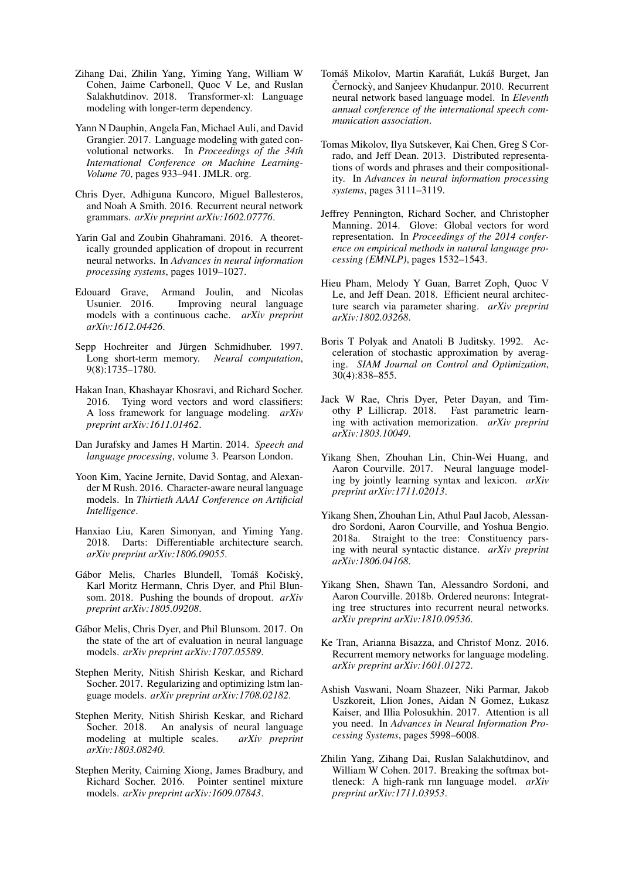Zihang Dai, Zhilin Yang, Yiming Yang, William W Cohen, Jaime Carbonell, Quoc V Le, and Ruslan Salakhutdinov. 2018. Transformer-xl: Language modeling with longer-term dependency.

Yann N Dauphin, Angela Fan, Michael Auli, and David Grangier. 2017. Language modeling with gated convolutional networks. In *Proceedings of the 34th International Conference on Machine Learning-Volume 70*, pages 933–941. JMLR. org.

Chris Dyer, Adhiguna Kuncoro, Miguel Ballesteros, and Noah A Smith. 2016. Recurrent neural network grammars. *arXiv preprint arXiv:1602.07776*.

Yarin Gal and Zoubin Ghahramani. 2016. A theoretically grounded application of dropout in recurrent neural networks. In *Advances in neural information processing systems*, pages 1019–1027.

Edouard Grave, Armand Joulin, and Nicolas Usunier. 2016. Improving neural language models with a continuous cache. *arXiv preprint arXiv:1612.04426*.

Sepp Hochreiter and Jürgen Schmidhuber. 1997. Long short-term memory. *Neural computation*, 9(8):1735–1780.

Hakan Inan, Khashayar Khosravi, and Richard Socher. 2016. Tying word vectors and word classifiers: A loss framework for language modeling. *arXiv preprint arXiv:1611.01462*.

Dan Jurafsky and James H Martin. 2014. *Speech and language processing*, volume 3. Pearson London.

Yoon Kim, Yacine Jernite, David Sontag, and Alexander M Rush. 2016. Character-aware neural language models. In *Thirtieth AAAI Conference on Artificial Intelligence*.

Hanxiao Liu, Karen Simonyan, and Yiming Yang. 2018. Darts: Differentiable architecture search. *arXiv preprint arXiv:1806.09055*.

Gábor Melis, Charles Blundell, Tomáš Kočiskỳ, Karl Moritz Hermann, Chris Dyer, and Phil Blunsom. 2018. Pushing the bounds of dropout. *arXiv preprint arXiv:1805.09208*.

Gábor Melis, Chris Dyer, and Phil Blunsom. 2017. On the state of the art of evaluation in neural language models. *arXiv preprint arXiv:1707.05589*.

Stephen Merity, Nitish Shirish Keskar, and Richard Socher. 2017. Regularizing and optimizing lstm language models. *arXiv preprint arXiv:1708.02182*.

Stephen Merity, Nitish Shirish Keskar, and Richard Socher. 2018. An analysis of neural language modeling at multiple scales. *arXiv preprint arXiv:1803.08240*.

Stephen Merity, Caiming Xiong, James Bradbury, and Richard Socher. 2016. Pointer sentinel mixture models. *arXiv preprint arXiv:1609.07843*.

Tomáš Mikolov, Martin Karafiát, Lukáš Burget, Jan Černockỳ, and Sanjeev Khudanpur. 2010. Recurrent neural network based language model. In *Eleventh annual conference of the international speech communication association*.

Tomas Mikolov, Ilya Sutskever, Kai Chen, Greg S Corrado, and Jeff Dean. 2013. Distributed representations of words and phrases and their compositionality. In *Advances in neural information processing systems*, pages 3111–3119.

Jeffrey Pennington, Richard Socher, and Christopher Manning. 2014. Glove: Global vectors for word representation. In *Proceedings of the 2014 conference on empirical methods in natural language processing (EMNLP)*, pages 1532–1543.

Hieu Pham, Melody Y Guan, Barret Zoph, Quoc V Le, and Jeff Dean. 2018. Efficient neural architecture search via parameter sharing. *arXiv preprint arXiv:1802.03268*.

Boris T Polyak and Anatoli B Juditsky. 1992. Acceleration of stochastic approximation by averaging. *SIAM Journal on Control and Optimization*, 30(4):838–855.

Jack W Rae, Chris Dyer, Peter Dayan, and Timothy P Lillicrap. 2018. Fast parametric learning with activation memorization. *arXiv preprint arXiv:1803.10049*.

Yikang Shen, Zhouhan Lin, Chin-Wei Huang, and Aaron Courville. 2017. Neural language modeling by jointly learning syntax and lexicon. *arXiv preprint arXiv:1711.02013*.

Yikang Shen, Zhouhan Lin, Athul Paul Jacob, Alessandro Sordoni, Aaron Courville, and Yoshua Bengio. 2018a. Straight to the tree: Constituency parsing with neural syntactic distance. *arXiv preprint arXiv:1806.04168*.

Yikang Shen, Shawn Tan, Alessandro Sordoni, and Aaron Courville. 2018b. Ordered neurons: Integrating tree structures into recurrent neural networks. *arXiv preprint arXiv:1810.09536*.

Ke Tran, Arianna Bisazza, and Christof Monz. 2016. Recurrent memory networks for language modeling. *arXiv preprint arXiv:1601.01272*.

Ashish Vaswani, Noam Shazeer, Niki Parmar, Jakob Uszkoreit, Llion Jones, Aidan N Gomez, Łukasz Kaiser, and Illia Polosukhin. 2017. Attention is all you need. In *Advances in Neural Information Processing Systems*, pages 5998–6008.

Zhilin Yang, Zihang Dai, Ruslan Salakhutdinov, and William W Cohen. 2017. Breaking the softmax bottleneck: A high-rank rnn language model. *arXiv preprint arXiv:1711.03953*.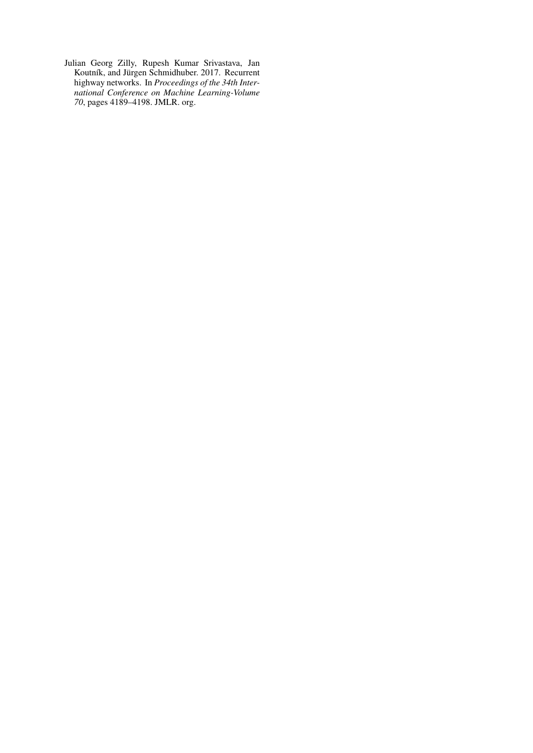Julian Georg Zilly, Rupesh Kumar Srivastava, Jan Koutník, and Jürgen Schmidhuber. 2017. Recurrent highway networks. In *Proceedings of the 34th International Conference on Machine Learning-Volume 70*, pages 4189–4198. JMLR. org.